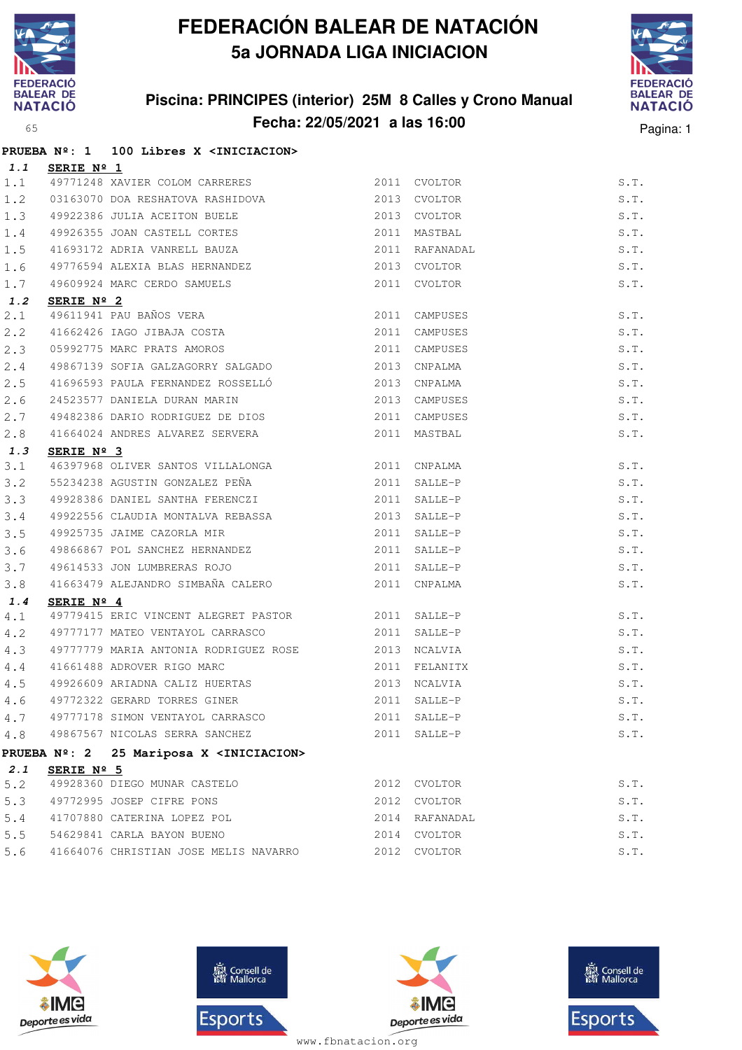# FEDERACIÓN BALEAR DE NATACIÓN

## 5a JORNADA LIGA INICIACION

### Piscina: PRINCIPES (interior) 25M 8 Calles y Crono Manual

### Fecha: 22/05/2021 a las 16:00

**PRUEBA Nº: 1 100 Libres X <INICIACION>**

***1.1* SERIE Nº 1**

| | | | | | |
|---|---|---|---|---|---|
| 1.1 | 49771248 | XAVIER COLOM CARRERES | 2011 | CVOLTOR | S.T. |
| 1.2 | 03163070 | DOA RESHATOVA RASHIDOVA | 2013 | CVOLTOR | S.T. |
| 1.3 | 49922386 | JULIA ACEITON BUELE | 2013 | CVOLTOR | S.T. |
| 1.4 | 49926355 | JOAN CASTELL CORTES | 2011 | MASTBAL | S.T. |
| 1.5 | 41693172 | ADRIA VANRELL BAUZA | 2011 | RAFANADAL | S.T. |
| 1.6 | 49776594 | ALEXIA BLAS HERNANDEZ | 2013 | CVOLTOR | S.T. |
| 1.7 | 49609924 | MARC CERDO SAMUELS | 2011 | CVOLTOR | S.T. |

***1.2* SERIE Nº 2**

| | | | | | |
|---|---|---|---|---|---|
| 2.1 | 49611941 | PAU BAÑOS VERA | 2011 | CAMPUSES | S.T. |
| 2.2 | 41662426 | IAGO JIBAJA COSTA | 2011 | CAMPUSES | S.T. |
| 2.3 | 05992775 | MARC PRATS AMOROS | 2011 | CAMPUSES | S.T. |
| 2.4 | 49867139 | SOFIA GALZAGORRY SALGADO | 2013 | CNPALMA | S.T. |
| 2.5 | 41696593 | PAULA FERNANDEZ ROSSELLÓ | 2013 | CNPALMA | S.T. |
| 2.6 | 24523577 | DANIELA DURAN MARIN | 2013 | CAMPUSES | S.T. |
| 2.7 | 49482386 | DARIO RODRIGUEZ DE DIOS | 2011 | CAMPUSES | S.T. |
| 2.8 | 41664024 | ANDRES ALVAREZ SERVERA | 2011 | MASTBAL | S.T. |

***1.3* SERIE Nº 3**

| | | | | | |
|---|---|---|---|---|---|
| 3.1 | 46397968 | OLIVER SANTOS VILLALONGA | 2011 | CNPALMA | S.T. |
| 3.2 | 55234238 | AGUSTIN GONZALEZ PEÑA | 2011 | SALLE-P | S.T. |
| 3.3 | 49928386 | DANIEL SANTHA FERENCZI | 2011 | SALLE-P | S.T. |
| 3.4 | 49922556 | CLAUDIA MONTALVA REBASSA | 2013 | SALLE-P | S.T. |
| 3.5 | 49925735 | JAIME CAZORLA MIR | 2011 | SALLE-P | S.T. |
| 3.6 | 49866867 | POL SANCHEZ HERNANDEZ | 2011 | SALLE-P | S.T. |
| 3.7 | 49614533 | JON LUMBRERAS ROJO | 2011 | SALLE-P | S.T. |
| 3.8 | 41663479 | ALEJANDRO SIMBAÑA CALERO | 2011 | CNPALMA | S.T. |

***1.4* SERIE Nº 4**

| | | | | | |
|---|---|---|---|---|---|
| 4.1 | 49779415 | ERIC VINCENT ALEGRET PASTOR | 2011 | SALLE-P | S.T. |
| 4.2 | 49777177 | MATEO VENTAYOL CARRASCO | 2011 | SALLE-P | S.T. |
| 4.3 | 49777779 | MARIA ANTONIA RODRIGUEZ ROSE | 2013 | NCALVIA | S.T. |
| 4.4 | 41661488 | ADROVER RIGO MARC | 2011 | FELANITX | S.T. |
| 4.5 | 49926609 | ARIADNA CALIZ HUERTAS | 2013 | NCALVIA | S.T. |
| 4.6 | 49772322 | GERARD TORRES GINER | 2011 | SALLE-P | S.T. |
| 4.7 | 49777178 | SIMON VENTAYOL CARRASCO | 2011 | SALLE-P | S.T. |
| 4.8 | 49867567 | NICOLAS SERRA SANCHEZ | 2011 | SALLE-P | S.T. |

**PRUEBA Nº: 2 25 Mariposa X <INICIACION>**

***2.1* SERIE Nº 5**

| | | | | | |
|---|---|---|---|---|---|
| 5.2 | 49928360 | DIEGO MUNAR CASTELO | 2012 | CVOLTOR | S.T. |
| 5.3 | 49772995 | JOSEP CIFRE PONS | 2012 | CVOLTOR | S.T. |
| 5.4 | 41707880 | CATERINA LOPEZ POL | 2014 | RAFANADAL | S.T. |
| 5.5 | 54629841 | CARLA BAYON BUENO | 2014 | CVOLTOR | S.T. |
| 5.6 | 41664076 | CHRISTIAN JOSE MELIS NAVARRO | 2012 | CVOLTOR | S.T. |

www.fbnatacion.org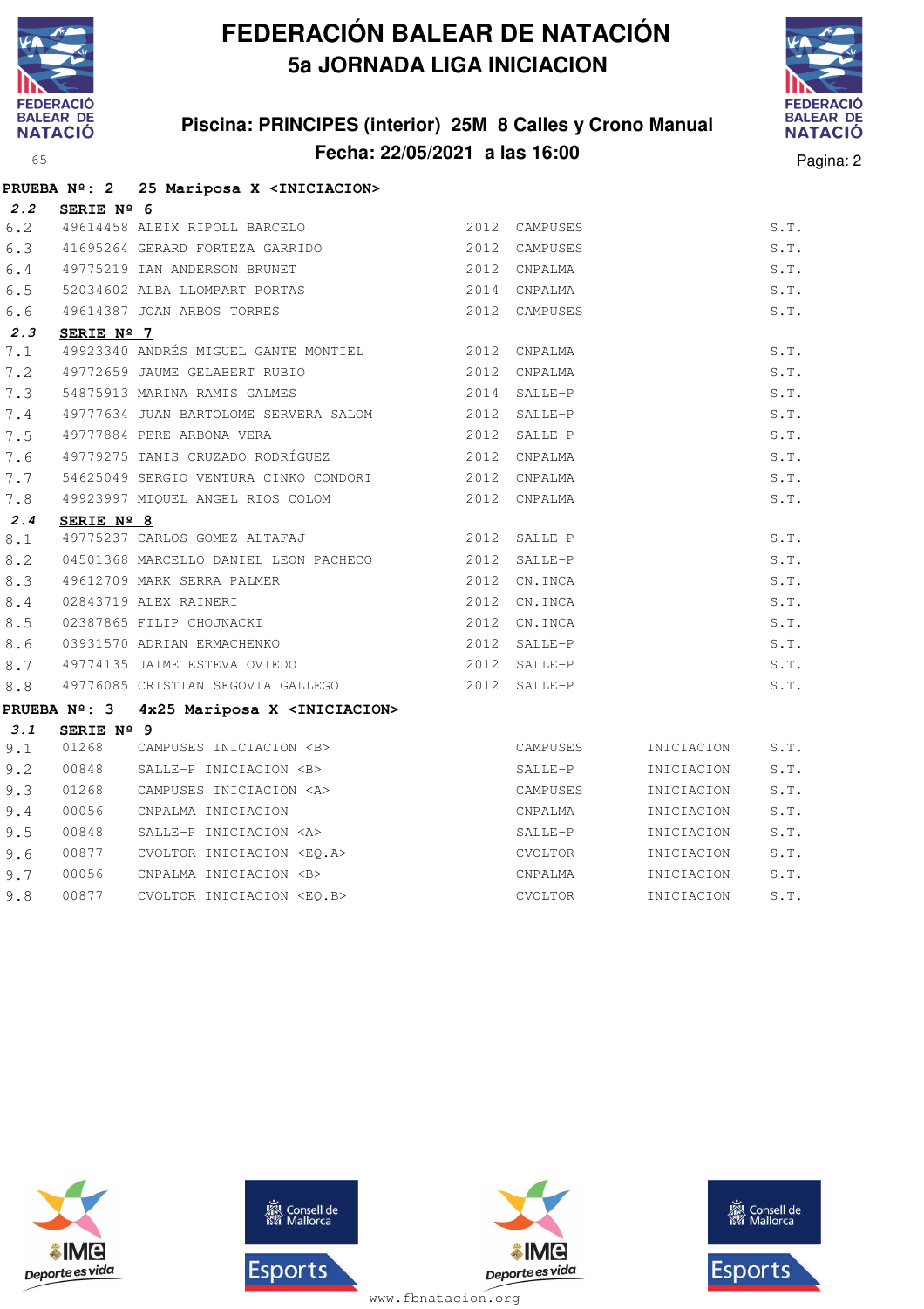# FEDERACIÓN BALEAR DE NATACIÓN

## 5a JORNADA LIGA INICIACION

### Piscina: PRINCIPES (interior) 25M 8 Calles y Crono Manual

### Fecha: 22/05/2021 a las 16:00

**PRUEBA Nº: 2 25 Mariposa X <INICIACION>**

***2.2*** **SERIE Nº 6**

| | | | | | |
|---|---|---|---|---|---|
| 6.2 | 49614458 | ALEIX RIPOLL BARCELO | 2012 | CAMPUSES | S.T. |
| 6.3 | 41695264 | GERARD FORTEZA GARRIDO | 2012 | CAMPUSES | S.T. |
| 6.4 | 49775219 | IAN ANDERSON BRUNET | 2012 | CNPALMA | S.T. |
| 6.5 | 52034602 | ALBA LLOMPART PORTAS | 2014 | CNPALMA | S.T. |
| 6.6 | 49614387 | JOAN ARBOS TORRES | 2012 | CAMPUSES | S.T. |

***2.3*** **SERIE Nº 7**

| | | | | | |
|---|---|---|---|---|---|
| 7.1 | 49923340 | ANDRÉS MIGUEL GANTE MONTIEL | 2012 | CNPALMA | S.T. |
| 7.2 | 49772659 | JAUME GELABERT RUBIO | 2012 | CNPALMA | S.T. |
| 7.3 | 54875913 | MARINA RAMIS GALMES | 2014 | SALLE-P | S.T. |
| 7.4 | 49777634 | JUAN BARTOLOME SERVERA SALOM | 2012 | SALLE-P | S.T. |
| 7.5 | 49777884 | PERE ARBONA VERA | 2012 | SALLE-P | S.T. |
| 7.6 | 49779275 | TANIS CRUZADO RODRÍGUEZ | 2012 | CNPALMA | S.T. |
| 7.7 | 54625049 | SERGIO VENTURA CINKO CONDORI | 2012 | CNPALMA | S.T. |
| 7.8 | 49923997 | MIQUEL ANGEL RIOS COLOM | 2012 | CNPALMA | S.T. |

***2.4*** **SERIE Nº 8**

| | | | | | |
|---|---|---|---|---|---|
| 8.1 | 49775237 | CARLOS GOMEZ ALTAFAJ | 2012 | SALLE-P | S.T. |
| 8.2 | 04501368 | MARCELLO DANIEL LEON PACHECO | 2012 | SALLE-P | S.T. |
| 8.3 | 49612709 | MARK SERRA PALMER | 2012 | CN.INCA | S.T. |
| 8.4 | 02843719 | ALEX RAINERI | 2012 | CN.INCA | S.T. |
| 8.5 | 02387865 | FILIP CHOJNACKI | 2012 | CN.INCA | S.T. |
| 8.6 | 03931570 | ADRIAN ERMACHENKO | 2012 | SALLE-P | S.T. |
| 8.7 | 49774135 | JAIME ESTEVA OVIEDO | 2012 | SALLE-P | S.T. |
| 8.8 | 49776085 | CRISTIAN SEGOVIA GALLEGO | 2012 | SALLE-P | S.T. |

**PRUEBA Nº: 3 4x25 Mariposa X <INICIACION>**

***3.1*** **SERIE Nº 9**

| | | | | | |
|---|---|---|---|---|---|
| 9.1 | 01268 | CAMPUSES INICIACION <B> | CAMPUSES | INICIACION | S.T. |
| 9.2 | 00848 | SALLE-P INICIACION <B> | SALLE-P | INICIACION | S.T. |
| 9.3 | 01268 | CAMPUSES INICIACION <A> | CAMPUSES | INICIACION | S.T. |
| 9.4 | 00056 | CNPALMA INICIACION | CNPALMA | INICIACION | S.T. |
| 9.5 | 00848 | SALLE-P INICIACION <A> | SALLE-P | INICIACION | S.T. |
| 9.6 | 00877 | CVOLTOR INICIACION <EQ.A> | CVOLTOR | INICIACION | S.T. |
| 9.7 | 00056 | CNPALMA INICIACION <B> | CNPALMA | INICIACION | S.T. |
| 9.8 | 00877 | CVOLTOR INICIACION <EQ.B> | CVOLTOR | INICIACION | S.T. |